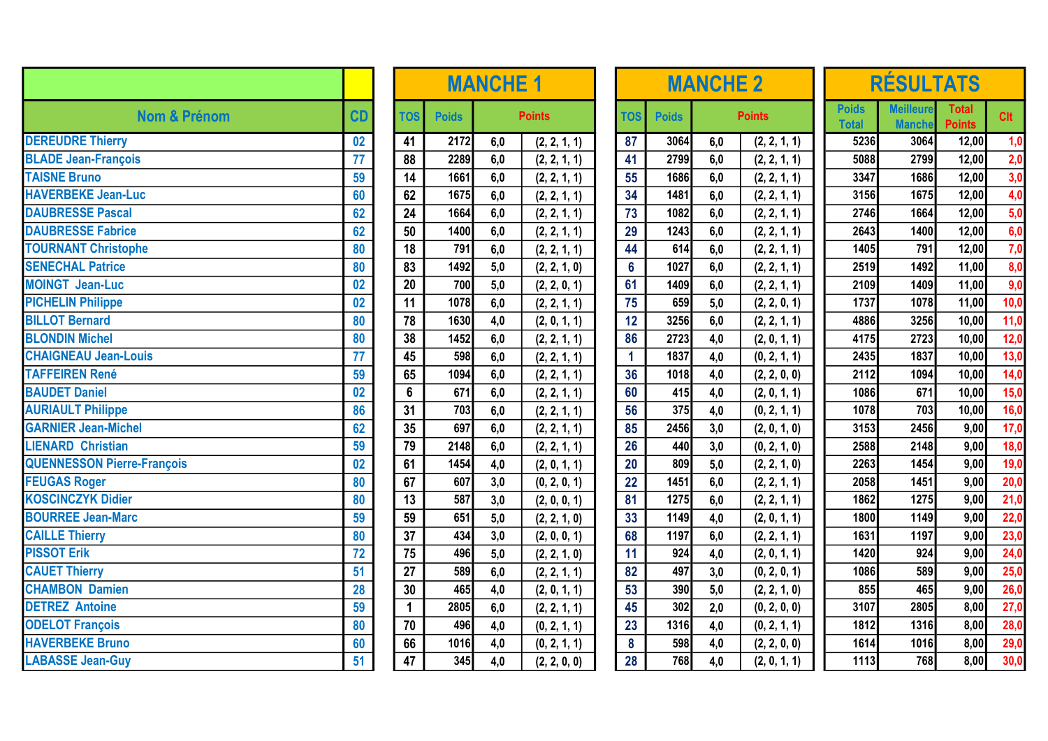| Nom & Prénom | CD | MANCHE 1 TOS | MANCHE 1 Poids | MANCHE 1 Points | | MANCHE 2 TOS | MANCHE 2 Poids | MANCHE 2 Points | | RÉSULTATS Poids Total | Meilleure Manche | Total Points | Clt |
|---|---|---|---|---|---|---|---|---|---|---|---|---|---|
| DEREUDRE Thierry | 02 | 41 | 2172 | 6,0 | (2, 2, 1, 1) | 87 | 3064 | 6,0 | (2, 2, 1, 1) | 5236 | 3064 | 12,00 | 1,0 |
| BLADE Jean-François | 77 | 88 | 2289 | 6,0 | (2, 2, 1, 1) | 41 | 2799 | 6,0 | (2, 2, 1, 1) | 5088 | 2799 | 12,00 | 2,0 |
| TAISNE Bruno | 59 | 14 | 1661 | 6,0 | (2, 2, 1, 1) | 55 | 1686 | 6,0 | (2, 2, 1, 1) | 3347 | 1686 | 12,00 | 3,0 |
| HAVERBEKE Jean-Luc | 60 | 62 | 1675 | 6,0 | (2, 2, 1, 1) | 34 | 1481 | 6,0 | (2, 2, 1, 1) | 3156 | 1675 | 12,00 | 4,0 |
| DAUBRESSE Pascal | 62 | 24 | 1664 | 6,0 | (2, 2, 1, 1) | 73 | 1082 | 6,0 | (2, 2, 1, 1) | 2746 | 1664 | 12,00 | 5,0 |
| DAUBRESSE Fabrice | 62 | 50 | 1400 | 6,0 | (2, 2, 1, 1) | 29 | 1243 | 6,0 | (2, 2, 1, 1) | 2643 | 1400 | 12,00 | 6,0 |
| TOURNANT Christophe | 80 | 18 | 791 | 6,0 | (2, 2, 1, 1) | 44 | 614 | 6,0 | (2, 2, 1, 1) | 1405 | 791 | 12,00 | 7,0 |
| SENECHAL Patrice | 80 | 83 | 1492 | 5,0 | (2, 2, 1, 0) | 6 | 1027 | 6,0 | (2, 2, 1, 1) | 2519 | 1492 | 11,00 | 8,0 |
| MOINGT Jean-Luc | 02 | 20 | 700 | 5,0 | (2, 2, 0, 1) | 61 | 1409 | 6,0 | (2, 2, 1, 1) | 2109 | 1409 | 11,00 | 9,0 |
| PICHELIN Philippe | 02 | 11 | 1078 | 6,0 | (2, 2, 1, 1) | 75 | 659 | 5,0 | (2, 2, 0, 1) | 1737 | 1078 | 11,00 | 10,0 |
| BILLOT Bernard | 80 | 78 | 1630 | 4,0 | (2, 0, 1, 1) | 12 | 3256 | 6,0 | (2, 2, 1, 1) | 4886 | 3256 | 10,00 | 11,0 |
| BLONDIN Michel | 80 | 38 | 1452 | 6,0 | (2, 2, 1, 1) | 86 | 2723 | 4,0 | (2, 0, 1, 1) | 4175 | 2723 | 10,00 | 12,0 |
| CHAIGNEAU Jean-Louis | 77 | 45 | 598 | 6,0 | (2, 2, 1, 1) | 1 | 1837 | 4,0 | (0, 2, 1, 1) | 2435 | 1837 | 10,00 | 13,0 |
| TAFFEIREN René | 59 | 65 | 1094 | 6,0 | (2, 2, 1, 1) | 36 | 1018 | 4,0 | (2, 2, 0, 0) | 2112 | 1094 | 10,00 | 14,0 |
| BAUDET Daniel | 02 | 6 | 671 | 6,0 | (2, 2, 1, 1) | 60 | 415 | 4,0 | (2, 0, 1, 1) | 1086 | 671 | 10,00 | 15,0 |
| AURIAULT Philippe | 86 | 31 | 703 | 6,0 | (2, 2, 1, 1) | 56 | 375 | 4,0 | (0, 2, 1, 1) | 1078 | 703 | 10,00 | 16,0 |
| GARNIER Jean-Michel | 62 | 35 | 697 | 6,0 | (2, 2, 1, 1) | 85 | 2456 | 3,0 | (2, 0, 1, 0) | 3153 | 2456 | 9,00 | 17,0 |
| LIENARD Christian | 59 | 79 | 2148 | 6,0 | (2, 2, 1, 1) | 26 | 440 | 3,0 | (0, 2, 1, 0) | 2588 | 2148 | 9,00 | 18,0 |
| QUENNESSON Pierre-François | 02 | 61 | 1454 | 4,0 | (2, 0, 1, 1) | 20 | 809 | 5,0 | (2, 2, 1, 0) | 2263 | 1454 | 9,00 | 19,0 |
| FEUGAS Roger | 80 | 67 | 607 | 3,0 | (0, 2, 0, 1) | 22 | 1451 | 6,0 | (2, 2, 1, 1) | 2058 | 1451 | 9,00 | 20,0 |
| KOSCINCZYK Didier | 80 | 13 | 587 | 3,0 | (2, 0, 0, 1) | 81 | 1275 | 6,0 | (2, 2, 1, 1) | 1862 | 1275 | 9,00 | 21,0 |
| BOURREE Jean-Marc | 59 | 59 | 651 | 5,0 | (2, 2, 1, 0) | 33 | 1149 | 4,0 | (2, 0, 1, 1) | 1800 | 1149 | 9,00 | 22,0 |
| CAILLE Thierry | 80 | 37 | 434 | 3,0 | (2, 0, 0, 1) | 68 | 1197 | 6,0 | (2, 2, 1, 1) | 1631 | 1197 | 9,00 | 23,0 |
| PISSOT Erik | 72 | 75 | 496 | 5,0 | (2, 2, 1, 0) | 11 | 924 | 4,0 | (2, 0, 1, 1) | 1420 | 924 | 9,00 | 24,0 |
| CAUET Thierry | 51 | 27 | 589 | 6,0 | (2, 2, 1, 1) | 82 | 497 | 3,0 | (0, 2, 0, 1) | 1086 | 589 | 9,00 | 25,0 |
| CHAMBON Damien | 28 | 30 | 465 | 4,0 | (2, 0, 1, 1) | 53 | 390 | 5,0 | (2, 2, 1, 0) | 855 | 465 | 9,00 | 26,0 |
| DETREZ Antoine | 59 | 1 | 2805 | 6,0 | (2, 2, 1, 1) | 45 | 302 | 2,0 | (0, 2, 0, 0) | 3107 | 2805 | 8,00 | 27,0 |
| ODELOT François | 80 | 70 | 496 | 4,0 | (0, 2, 1, 1) | 23 | 1316 | 4,0 | (0, 2, 1, 1) | 1812 | 1316 | 8,00 | 28,0 |
| HAVERBEKE Bruno | 60 | 66 | 1016 | 4,0 | (0, 2, 1, 1) | 8 | 598 | 4,0 | (2, 2, 0, 0) | 1614 | 1016 | 8,00 | 29,0 |
| LABASSE Jean-Guy | 51 | 47 | 345 | 4,0 | (2, 2, 0, 0) | 28 | 768 | 4,0 | (2, 0, 1, 1) | 1113 | 768 | 8,00 | 30,0 |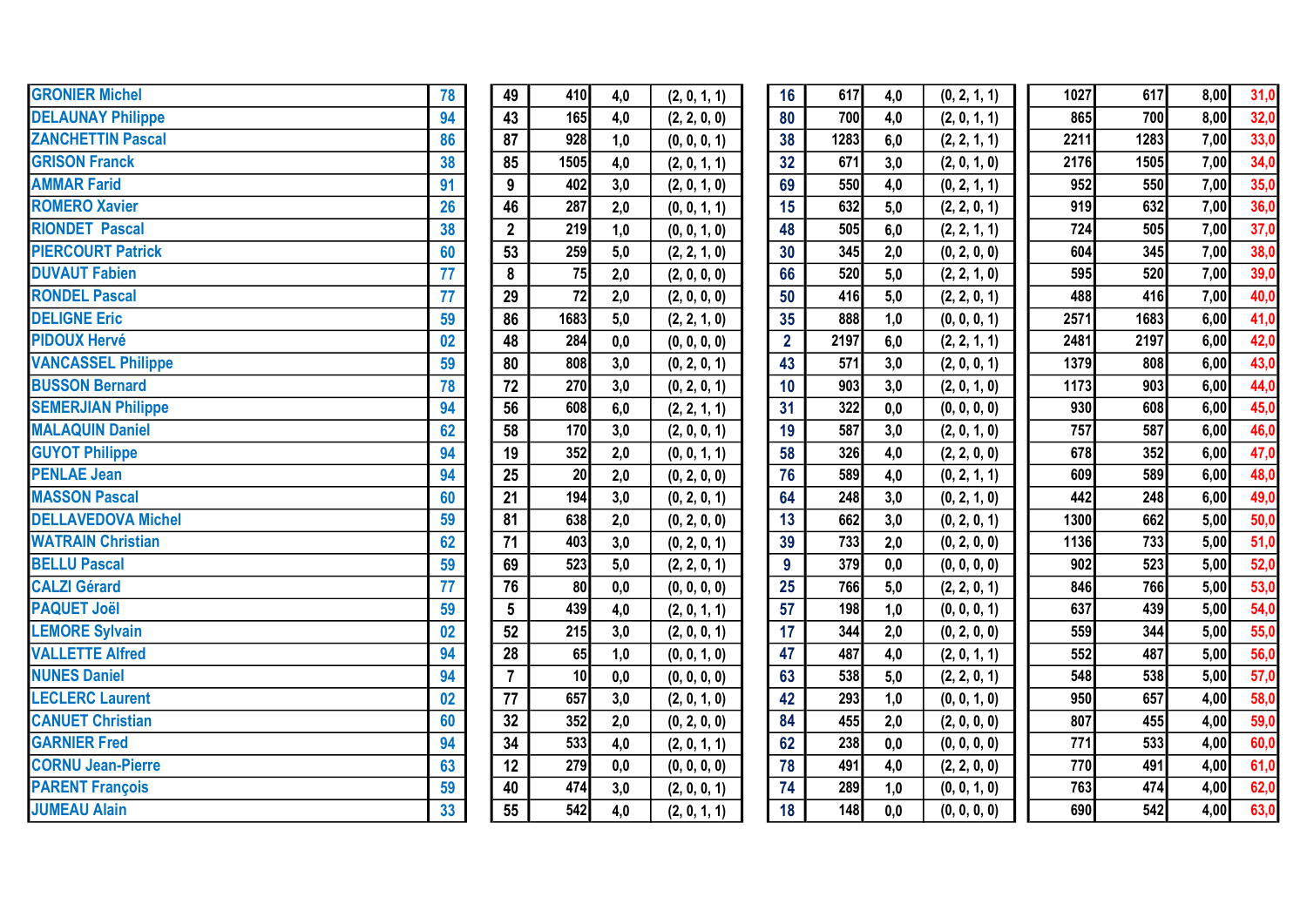| | | | | | | | | | | | | | | |
|---|---|---|---|---|---|---|---|---|---|---|---|---|---|---|
| GRONIER Michel | 78 | 49 | 410 | 4,0 | (2, 0, 1, 1) | 16 | 617 | 4,0 | (0, 2, 1, 1) | 1027 | 617 | 8,00 | 31,0 |
| DELAUNAY Philippe | 94 | 43 | 165 | 4,0 | (2, 2, 0, 0) | 80 | 700 | 4,0 | (2, 0, 1, 1) | 865 | 700 | 8,00 | 32,0 |
| ZANCHETTIN Pascal | 86 | 87 | 928 | 1,0 | (0, 0, 0, 1) | 38 | 1283 | 6,0 | (2, 2, 1, 1) | 2211 | 1283 | 7,00 | 33,0 |
| GRISON Franck | 38 | 85 | 1505 | 4,0 | (2, 0, 1, 1) | 32 | 671 | 3,0 | (2, 0, 1, 0) | 2176 | 1505 | 7,00 | 34,0 |
| AMMAR Farid | 91 | 9 | 402 | 3,0 | (2, 0, 1, 0) | 69 | 550 | 4,0 | (0, 2, 1, 1) | 952 | 550 | 7,00 | 35,0 |
| ROMERO Xavier | 26 | 46 | 287 | 2,0 | (0, 0, 1, 1) | 15 | 632 | 5,0 | (2, 2, 0, 1) | 919 | 632 | 7,00 | 36,0 |
| RIONDET Pascal | 38 | 2 | 219 | 1,0 | (0, 0, 1, 0) | 48 | 505 | 6,0 | (2, 2, 1, 1) | 724 | 505 | 7,00 | 37,0 |
| PIERCOURT Patrick | 60 | 53 | 259 | 5,0 | (2, 2, 1, 0) | 30 | 345 | 2,0 | (0, 2, 0, 0) | 604 | 345 | 7,00 | 38,0 |
| DUVAUT Fabien | 77 | 8 | 75 | 2,0 | (2, 0, 0, 0) | 66 | 520 | 5,0 | (2, 2, 1, 0) | 595 | 520 | 7,00 | 39,0 |
| RONDEL Pascal | 77 | 29 | 72 | 2,0 | (2, 0, 0, 0) | 50 | 416 | 5,0 | (2, 2, 0, 1) | 488 | 416 | 7,00 | 40,0 |
| DELIGNE Eric | 59 | 86 | 1683 | 5,0 | (2, 2, 1, 0) | 35 | 888 | 1,0 | (0, 0, 0, 1) | 2571 | 1683 | 6,00 | 41,0 |
| PIDOUX Hervé | 02 | 48 | 284 | 0,0 | (0, 0, 0, 0) | 2 | 2197 | 6,0 | (2, 2, 1, 1) | 2481 | 2197 | 6,00 | 42,0 |
| VANCASSEL Philippe | 59 | 80 | 808 | 3,0 | (0, 2, 0, 1) | 43 | 571 | 3,0 | (2, 0, 0, 1) | 1379 | 808 | 6,00 | 43,0 |
| BUSSON Bernard | 78 | 72 | 270 | 3,0 | (0, 2, 0, 1) | 10 | 903 | 3,0 | (2, 0, 1, 0) | 1173 | 903 | 6,00 | 44,0 |
| SEMERJIAN Philippe | 94 | 56 | 608 | 6,0 | (2, 2, 1, 1) | 31 | 322 | 0,0 | (0, 0, 0, 0) | 930 | 608 | 6,00 | 45,0 |
| MALAQUIN Daniel | 62 | 58 | 170 | 3,0 | (2, 0, 0, 1) | 19 | 587 | 3,0 | (2, 0, 1, 0) | 757 | 587 | 6,00 | 46,0 |
| GUYOT Philippe | 94 | 19 | 352 | 2,0 | (0, 0, 1, 1) | 58 | 326 | 4,0 | (2, 2, 0, 0) | 678 | 352 | 6,00 | 47,0 |
| PENLAE Jean | 94 | 25 | 20 | 2,0 | (0, 2, 0, 0) | 76 | 589 | 4,0 | (0, 2, 1, 1) | 609 | 589 | 6,00 | 48,0 |
| MASSON Pascal | 60 | 21 | 194 | 3,0 | (0, 2, 0, 1) | 64 | 248 | 3,0 | (0, 2, 1, 0) | 442 | 248 | 6,00 | 49,0 |
| DELLAVEDOVA Michel | 59 | 81 | 638 | 2,0 | (0, 2, 0, 0) | 13 | 662 | 3,0 | (0, 2, 0, 1) | 1300 | 662 | 5,00 | 50,0 |
| WATRAIN Christian | 62 | 71 | 403 | 3,0 | (0, 2, 0, 1) | 39 | 733 | 2,0 | (0, 2, 0, 0) | 1136 | 733 | 5,00 | 51,0 |
| BELLU Pascal | 59 | 69 | 523 | 5,0 | (2, 2, 0, 1) | 9 | 379 | 0,0 | (0, 0, 0, 0) | 902 | 523 | 5,00 | 52,0 |
| CALZI Gérard | 77 | 76 | 80 | 0,0 | (0, 0, 0, 0) | 25 | 766 | 5,0 | (2, 2, 0, 1) | 846 | 766 | 5,00 | 53,0 |
| PAQUET Joël | 59 | 5 | 439 | 4,0 | (2, 0, 1, 1) | 57 | 198 | 1,0 | (0, 0, 0, 1) | 637 | 439 | 5,00 | 54,0 |
| LEMORE Sylvain | 02 | 52 | 215 | 3,0 | (2, 0, 0, 1) | 17 | 344 | 2,0 | (0, 2, 0, 0) | 559 | 344 | 5,00 | 55,0 |
| VALLETTE Alfred | 94 | 28 | 65 | 1,0 | (0, 0, 1, 0) | 47 | 487 | 4,0 | (2, 0, 1, 1) | 552 | 487 | 5,00 | 56,0 |
| NUNES Daniel | 94 | 7 | 10 | 0,0 | (0, 0, 0, 0) | 63 | 538 | 5,0 | (2, 2, 0, 1) | 548 | 538 | 5,00 | 57,0 |
| LECLERC Laurent | 02 | 77 | 657 | 3,0 | (2, 0, 1, 0) | 42 | 293 | 1,0 | (0, 0, 1, 0) | 950 | 657 | 4,00 | 58,0 |
| CANUET Christian | 60 | 32 | 352 | 2,0 | (0, 2, 0, 0) | 84 | 455 | 2,0 | (2, 0, 0, 0) | 807 | 455 | 4,00 | 59,0 |
| GARNIER Fred | 94 | 34 | 533 | 4,0 | (2, 0, 1, 1) | 62 | 238 | 0,0 | (0, 0, 0, 0) | 771 | 533 | 4,00 | 60,0 |
| CORNU Jean-Pierre | 63 | 12 | 279 | 0,0 | (0, 0, 0, 0) | 78 | 491 | 4,0 | (2, 2, 0, 0) | 770 | 491 | 4,00 | 61,0 |
| PARENT François | 59 | 40 | 474 | 3,0 | (2, 0, 0, 1) | 74 | 289 | 1,0 | (0, 0, 1, 0) | 763 | 474 | 4,00 | 62,0 |
| JUMEAU Alain | 33 | 55 | 542 | 4,0 | (2, 0, 1, 1) | 18 | 148 | 0,0 | (0, 0, 0, 0) | 690 | 542 | 4,00 | 63,0 |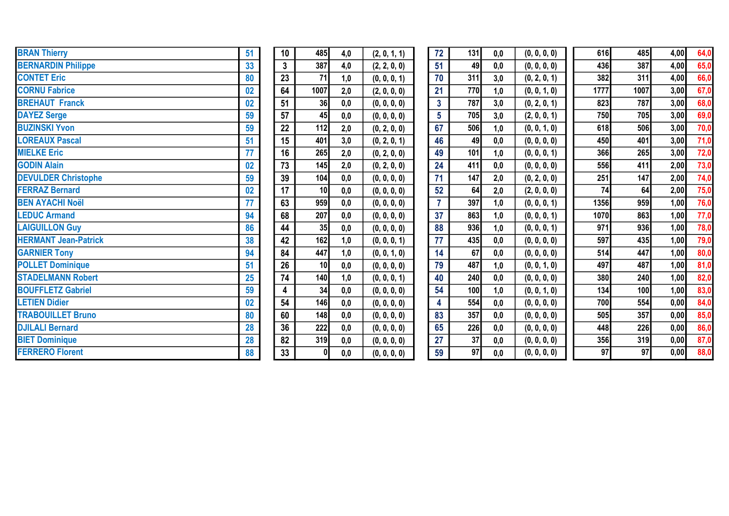| | | | | | | | | | | | | | |
|---|---|---|---|---|---|---|---|---|---|---|---|---|---|
| BRAN Thierry | 51 | 10 | 485 | 4,0 | (2, 0, 1, 1) | 72 | 131 | 0,0 | (0, 0, 0, 0) | 616 | 485 | 4,00 | 64,0 |
| BERNARDIN Philippe | 33 | 3 | 387 | 4,0 | (2, 2, 0, 0) | 51 | 49 | 0,0 | (0, 0, 0, 0) | 436 | 387 | 4,00 | 65,0 |
| CONTET Eric | 80 | 23 | 71 | 1,0 | (0, 0, 0, 1) | 70 | 311 | 3,0 | (0, 2, 0, 1) | 382 | 311 | 4,00 | 66,0 |
| CORNU Fabrice | 02 | 64 | 1007 | 2,0 | (2, 0, 0, 0) | 21 | 770 | 1,0 | (0, 0, 1, 0) | 1777 | 1007 | 3,00 | 67,0 |
| BREHAUT Franck | 02 | 51 | 36 | 0,0 | (0, 0, 0, 0) | 3 | 787 | 3,0 | (0, 2, 0, 1) | 823 | 787 | 3,00 | 68,0 |
| DAYEZ Serge | 59 | 57 | 45 | 0,0 | (0, 0, 0, 0) | 5 | 705 | 3,0 | (2, 0, 0, 1) | 750 | 705 | 3,00 | 69,0 |
| BUZINSKI Yvon | 59 | 22 | 112 | 2,0 | (0, 2, 0, 0) | 67 | 506 | 1,0 | (0, 0, 1, 0) | 618 | 506 | 3,00 | 70,0 |
| LOREAUX Pascal | 51 | 15 | 401 | 3,0 | (0, 2, 0, 1) | 46 | 49 | 0,0 | (0, 0, 0, 0) | 450 | 401 | 3,00 | 71,0 |
| MIELKE Eric | 77 | 16 | 265 | 2,0 | (0, 2, 0, 0) | 49 | 101 | 1,0 | (0, 0, 0, 1) | 366 | 265 | 3,00 | 72,0 |
| GODIN Alain | 02 | 73 | 145 | 2,0 | (0, 2, 0, 0) | 24 | 411 | 0,0 | (0, 0, 0, 0) | 556 | 411 | 2,00 | 73,0 |
| DEVULDER Christophe | 59 | 39 | 104 | 0,0 | (0, 0, 0, 0) | 71 | 147 | 2,0 | (0, 2, 0, 0) | 251 | 147 | 2,00 | 74,0 |
| FERRAZ Bernard | 02 | 17 | 10 | 0,0 | (0, 0, 0, 0) | 52 | 64 | 2,0 | (2, 0, 0, 0) | 74 | 64 | 2,00 | 75,0 |
| BEN AYACHI Noël | 77 | 63 | 959 | 0,0 | (0, 0, 0, 0) | 7 | 397 | 1,0 | (0, 0, 0, 1) | 1356 | 959 | 1,00 | 76,0 |
| LEDUC Armand | 94 | 68 | 207 | 0,0 | (0, 0, 0, 0) | 37 | 863 | 1,0 | (0, 0, 0, 1) | 1070 | 863 | 1,00 | 77,0 |
| LAIGUILLON Guy | 86 | 44 | 35 | 0,0 | (0, 0, 0, 0) | 88 | 936 | 1,0 | (0, 0, 0, 1) | 971 | 936 | 1,00 | 78,0 |
| HERMANT Jean-Patrick | 38 | 42 | 162 | 1,0 | (0, 0, 0, 1) | 77 | 435 | 0,0 | (0, 0, 0, 0) | 597 | 435 | 1,00 | 79,0 |
| GARNIER Tony | 94 | 84 | 447 | 1,0 | (0, 0, 1, 0) | 14 | 67 | 0,0 | (0, 0, 0, 0) | 514 | 447 | 1,00 | 80,0 |
| POLLET Dominique | 51 | 26 | 10 | 0,0 | (0, 0, 0, 0) | 79 | 487 | 1,0 | (0, 0, 1, 0) | 497 | 487 | 1,00 | 81,0 |
| STADELMANN Robert | 25 | 74 | 140 | 1,0 | (0, 0, 0, 1) | 40 | 240 | 0,0 | (0, 0, 0, 0) | 380 | 240 | 1,00 | 82,0 |
| BOUFFLETZ Gabriel | 59 | 4 | 34 | 0,0 | (0, 0, 0, 0) | 54 | 100 | 1,0 | (0, 0, 1, 0) | 134 | 100 | 1,00 | 83,0 |
| LETIEN Didier | 02 | 54 | 146 | 0,0 | (0, 0, 0, 0) | 4 | 554 | 0,0 | (0, 0, 0, 0) | 700 | 554 | 0,00 | 84,0 |
| TRABOUILLET Bruno | 80 | 60 | 148 | 0,0 | (0, 0, 0, 0) | 83 | 357 | 0,0 | (0, 0, 0, 0) | 505 | 357 | 0,00 | 85,0 |
| DJILALI Bernard | 28 | 36 | 222 | 0,0 | (0, 0, 0, 0) | 65 | 226 | 0,0 | (0, 0, 0, 0) | 448 | 226 | 0,00 | 86,0 |
| BIET Dominique | 28 | 82 | 319 | 0,0 | (0, 0, 0, 0) | 27 | 37 | 0,0 | (0, 0, 0, 0) | 356 | 319 | 0,00 | 87,0 |
| FERRERO Florent | 88 | 33 | 0 | 0,0 | (0, 0, 0, 0) | 59 | 97 | 0,0 | (0, 0, 0, 0) | 97 | 97 | 0,00 | 88,0 |